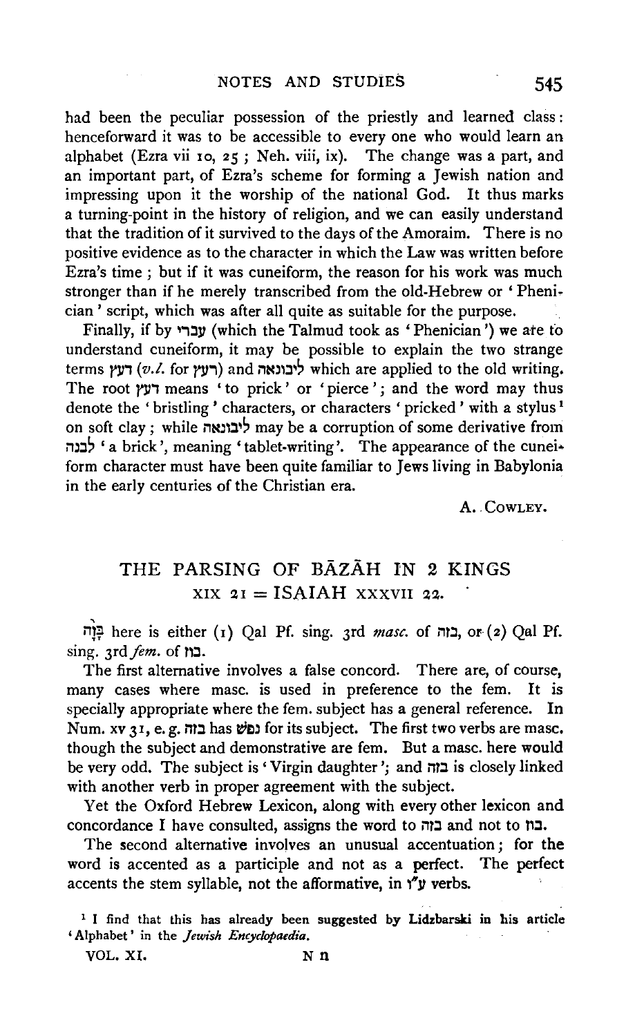had been the peculiar possession of the priestly and learned class: henceforward it was to be accessible to every one who would learn an alphabet (Ezra vii 10, 25; Neh. viii, ix). The change was a part, and an important part, of Ezra's scheme for forming a Jewish nation and impressing upon it the worship of the national God. It thus marks a turning-point in the history of religion, and we can easily understand that the tradition of it survived to the days of the Amoraim. There is no positive evidence as to the character in which the Law was written before Ezra's time; but if it was cuneiform, the reason for his work was much stronger than if he merely transcribed from the old-Hebrew or 'Phenician' script, which was after all quite as suitable for the purpose.

Finally, if by עברי (which the Talmud took as 'Phenician') we are to understand cuneiform, it may be possible to explain the two strange terms רעץ (*v.l.* for דעץ) and ליבונאה which are applied to the old writing. The root רעץ means 'to prick' or 'pierce'; and the word may thus denote the 'bristling' characters, or characters 'pricked' with a stylus[1] on soft clay; while ליבונאה may be a corruption of some derivative from לבנה 'a brick', meaning 'tablet-writing'. The appearance of the cuneiform character must have been quite familiar to Jews living in Babylonia in the early centuries of the Christian era.

A. COWLEY.

## THE PARSING OF BĀZĀH IN 2 KINGS XIX 21 = ISAIAH XXXVII 22.

בָּזָה here is either (1) Qal Pf. sing. 3rd *masc.* of בזה, or (2) Qal Pf. sing. 3rd *fem.* of בוז.

The first alternative involves a false concord. There are, of course, many cases where masc. is used in preference to the fem. It is specially appropriate where the fem. subject has a general reference. In Num. xv 31, e. g. בזה has נפש for its subject. The first two verbs are masc. though the subject and demonstrative are fem. But a masc. here would be very odd. The subject is 'Virgin daughter'; and בזה is closely linked with another verb in proper agreement with the subject.

Yet the Oxford Hebrew Lexicon, along with every other lexicon and concordance I have consulted, assigns the word to בזה and not to בוז.

The second alternative involves an unusual accentuation; for the word is accented as a participle and not as a perfect. The perfect accents the stem syllable, not the afformative, in ע״ו verbs.

[1] I find that this has already been suggested by Lidzbarski in his article 'Alphabet' in the *Jewish Encyclopaedia*.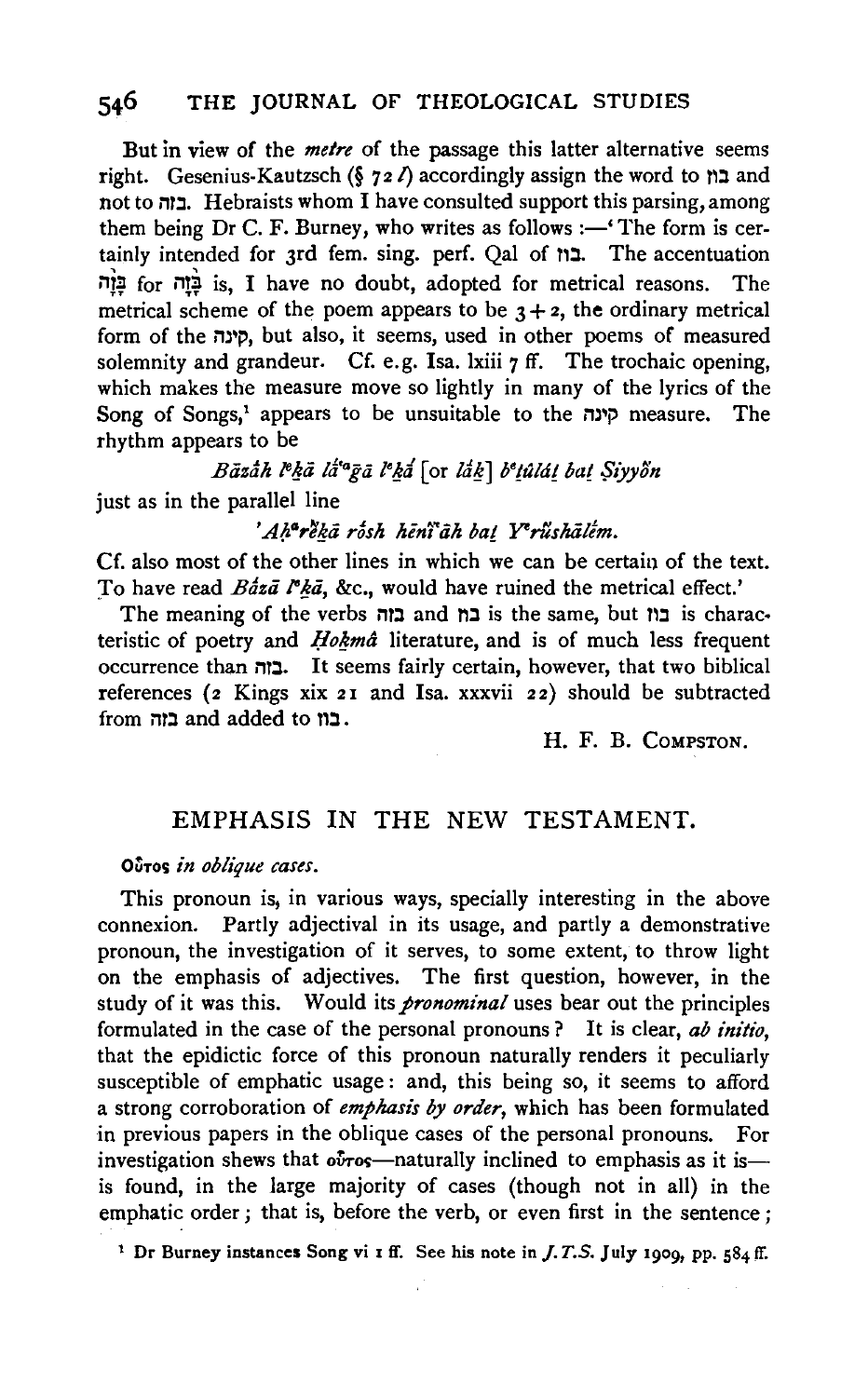But in view of the *metre* of the passage this latter alternative seems right. Gesenius-Kautzsch (§ 72 *l*) accordingly assign the word to בוז and not to בזה. Hebraists whom I have consulted support this parsing, among them being Dr C. F. Burney, who writes as follows :—'The form is certainly intended for 3rd fem. sing. perf. Qal of בוז. The accentuation בָּזָה for בָּזָה is, I have no doubt, adopted for metrical reasons. The metrical scheme of the poem appears to be 3 + 2, the ordinary metrical form of the קינה, but also, it seems, used in other poems of measured solemnity and grandeur. Cf. e.g. Isa. lxiii 7 ff. The trochaic opening, which makes the measure move so lightly in many of the lyrics of the Song of Songs,[1] appears to be unsuitable to the קינה measure. The rhythm appears to be

*Bāzáh lᵉḵā lā́ʿᵃgā lᵉḵā́* [or *lā́ḵ*] *bᵉṯûlát baṯ Ṣiyyṓn*

just as in the parallel line

*'Aḥᵃrḗḵā rṓsh hēnī́ʿāh baṯ Yᵉrûshālḗm.*

Cf. also most of the other lines in which we can be certain of the text. To have read *Bā́zā lᵉḵā*, &c., would have ruined the metrical effect.'

The meaning of the verbs בזה and בוז is the same, but בוז is characteristic of poetry and *Ḥoḵmâ* literature, and is of much less frequent occurrence than בזה. It seems fairly certain, however, that two biblical references (2 Kings xix 21 and Isa. xxxvii 22) should be subtracted from בזה and added to בוז.

H. F. B. Compston.

## EMPHASIS IN THE NEW TESTAMENT.

**Οὗτος** *in oblique cases.*

This pronoun is, in various ways, specially interesting in the above connexion. Partly adjectival in its usage, and partly a demonstrative pronoun, the investigation of it serves, to some extent, to throw light on the emphasis of adjectives. The first question, however, in the study of it was this. Would its *pronominal* uses bear out the principles formulated in the case of the personal pronouns? It is clear, *ab initio*, that the epidictic force of this pronoun naturally renders it peculiarly susceptible of emphatic usage: and, this being so, it seems to afford a strong corroboration of *emphasis by order*, which has been formulated in previous papers in the oblique cases of the personal pronouns. For investigation shews that οὗτος—naturally inclined to emphasis as it is—is found, in the large majority of cases (though not in all) in the emphatic order; that is, before the verb, or even first in the sentence;

[1] Dr Burney instances Song vi 1 ff. See his note in *J.T.S.* July 1909, pp. 584 ff.